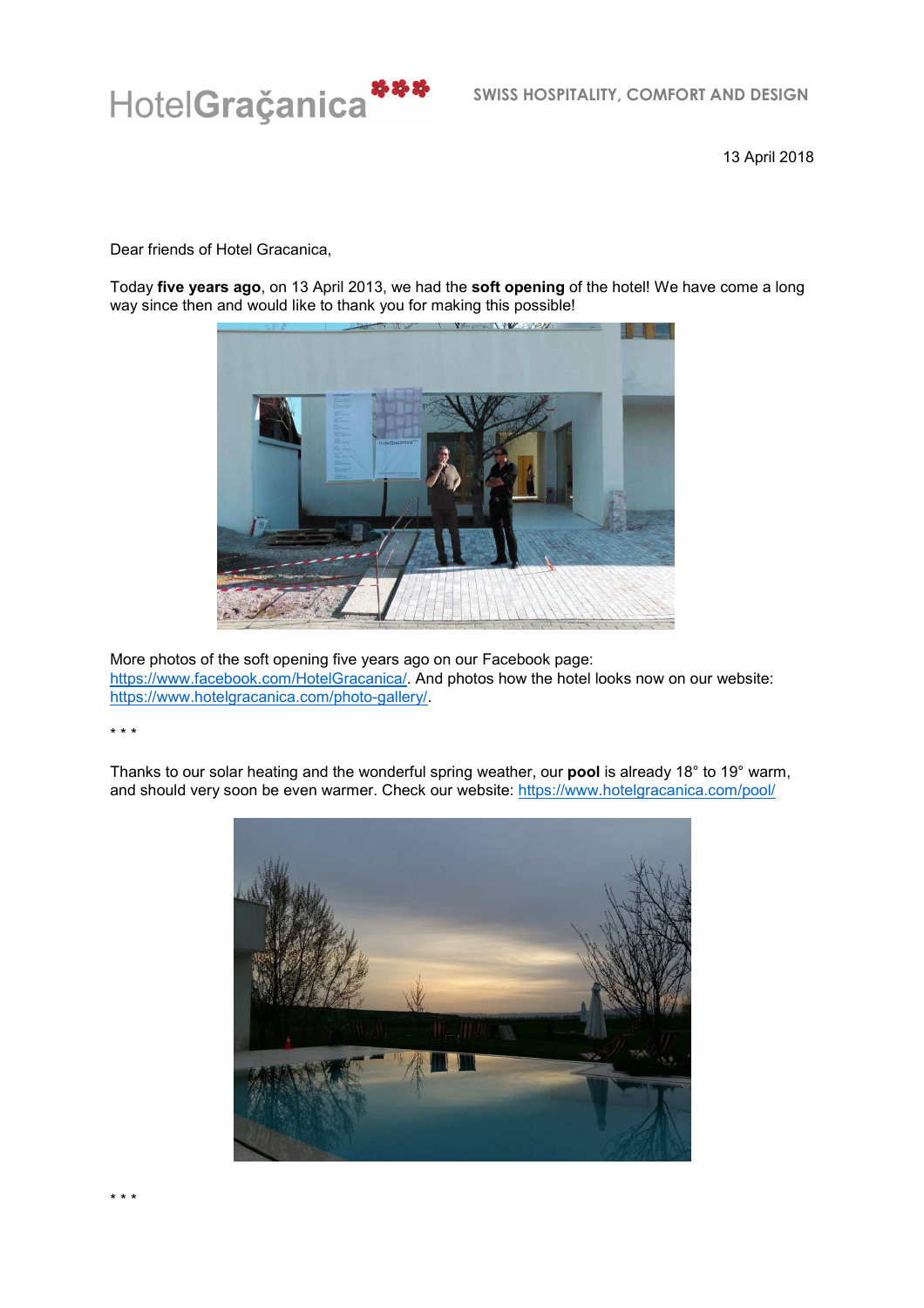HotelGrağanica

SWISS HOSPITALITY, COMFORT AND DESIGN

13 April 2018

Dear friends of Hotel Gracanica,

Today **five years ago**, on 13 April 2013, we had the **soft opening** of the hotel! We have come a long way since then and would like to thank you for making this possible!

More photos of the soft opening five years ago on our Facebook page: [https://www.facebook.com/HotelGracanica/](https://www.facebook.com/HotelGracanica/). And photos how the hotel looks now on our website: [https://www.hotelgracanica.com/photo-gallery/](https://www.hotelgracanica.com/photo-gallery/).

* * *

Thanks to our solar heating and the wonderful spring weather, our **pool** is already 18° to 19° warm, and should very soon be even warmer. Check our website: [https://www.hotelgracanica.com/pool/](https://www.hotelgracanica.com/pool/)

* * *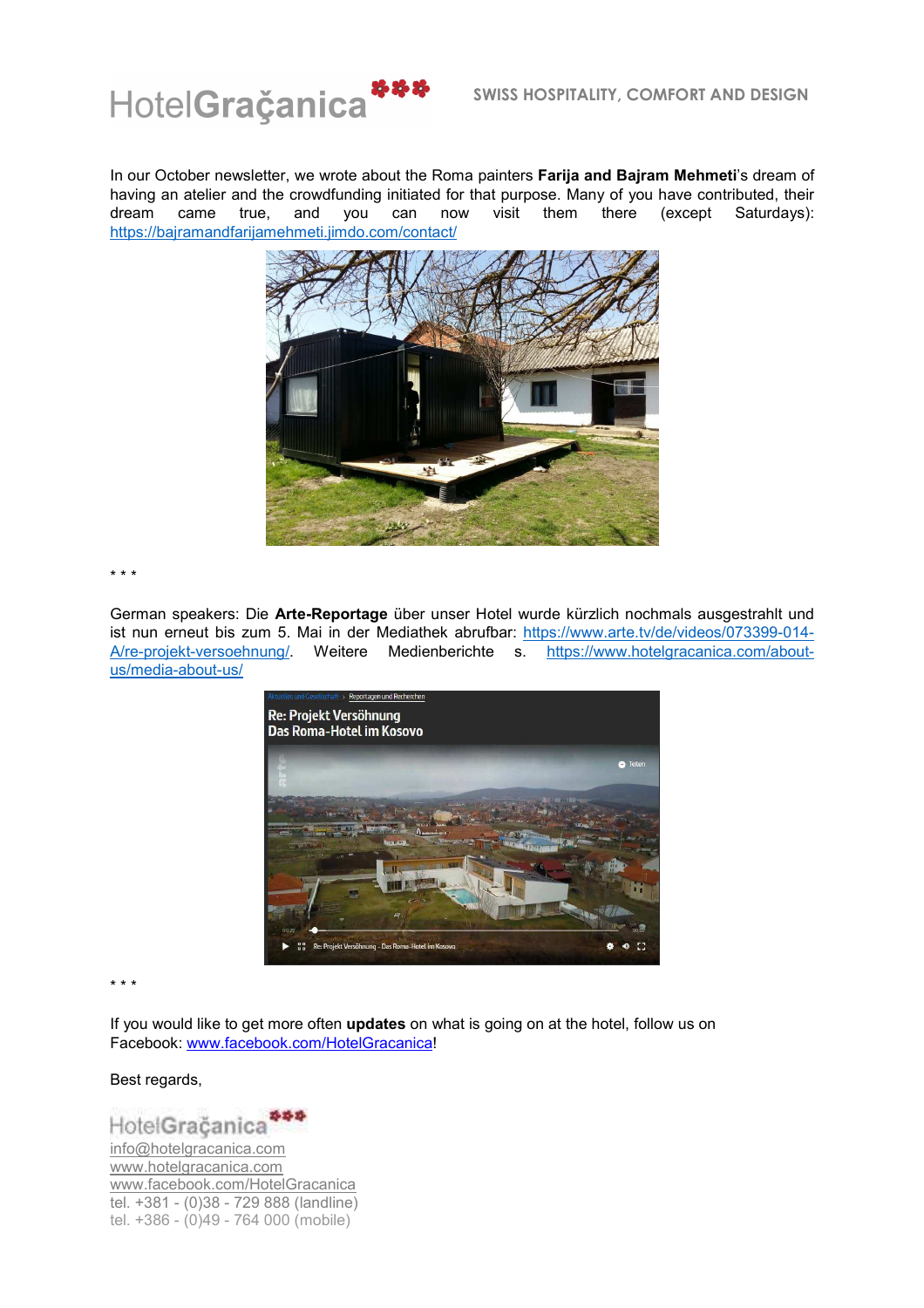In our October newsletter, we wrote about the Roma painters **Farija and Bajram Mehmeti**'s dream of having an atelier and the crowdfunding initiated for that purpose. Many of you have contributed, their dream came true, and you can now visit them there (except Saturdays): https://bajramandfarijamehmeti.jimdo.com/contact/

* * *

German speakers: Die **Arte-Reportage** über unser Hotel wurde kürzlich nochmals ausgestrahlt und ist nun erneut bis zum 5. Mai in der Mediathek abrufbar: https://www.arte.tv/de/videos/073399-014-A/re-projekt-versoehnung/. Weitere Medienberichte s. https://www.hotelgracanica.com/about-us/media-about-us/

* * *

If you would like to get more often **updates** on what is going on at the hotel, follow us on Facebook: www.facebook.com/HotelGracanica!

Best regards,

HotelGraçanica

info@hotelgracanica.com
www.hotelgracanica.com
www.facebook.com/HotelGracanica
tel. +381 - (0)38 - 729 888 (landline)
tel. +386 - (0)49 - 764 000 (mobile)